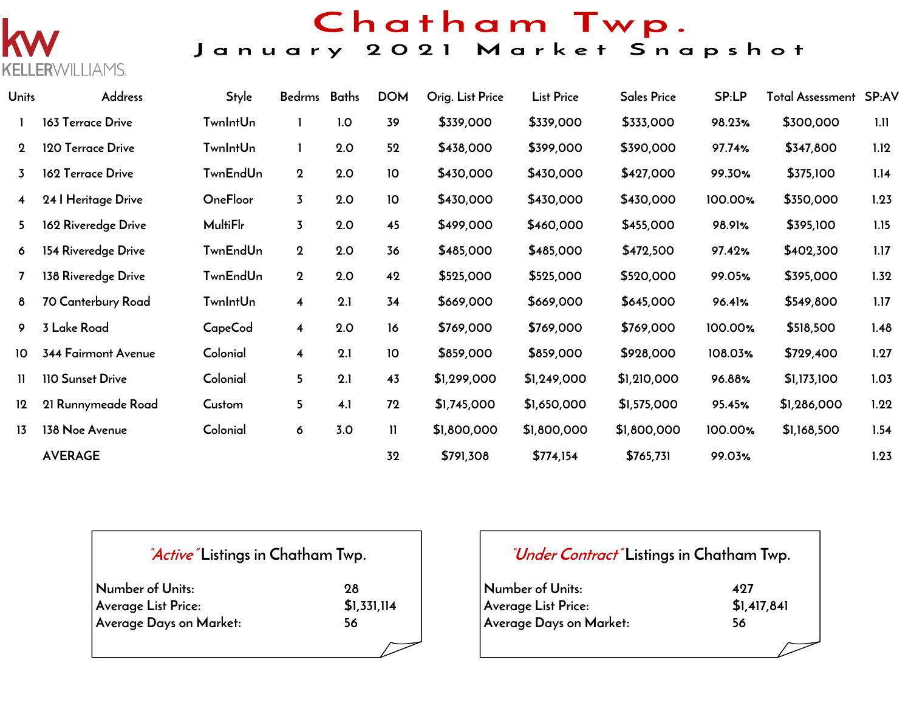KELLERWILLIAMS.

# Chatham Twp.

## January 2021 Market Snapshot

| Units | Address | Style | Bedrms | Baths | DOM | Orig. List Price | List Price | Sales Price | SP:LP | Total Assessment | SP:AV |
|---|---|---|---|---|---|---|---|---|---|---|---|
| 1 | 163 Terrace Drive | TwnIntUn | 1 | 1.0 | 39 | $339,000 | $339,000 | $333,000 | 98.23% | $300,000 | 1.11 |
| 2 | 120 Terrace Drive | TwnIntUn | 1 | 2.0 | 52 | $438,000 | $399,000 | $390,000 | 97.74% | $347,800 | 1.12 |
| 3 | 162 Terrace Drive | TwnEndUn | 2 | 2.0 | 10 | $430,000 | $430,000 | $427,000 | 99.30% | $375,100 | 1.14 |
| 4 | 24 I Heritage Drive | OneFloor | 3 | 2.0 | 10 | $430,000 | $430,000 | $430,000 | 100.00% | $350,000 | 1.23 |
| 5 | 162 Riveredge Drive | MultiFlr | 3 | 2.0 | 45 | $499,000 | $460,000 | $455,000 | 98.91% | $395,100 | 1.15 |
| 6 | 154 Riveredge Drive | TwnEndUn | 2 | 2.0 | 36 | $485,000 | $485,000 | $472,500 | 97.42% | $402,300 | 1.17 |
| 7 | 138 Riveredge Drive | TwnEndUn | 2 | 2.0 | 42 | $525,000 | $525,000 | $520,000 | 99.05% | $395,000 | 1.32 |
| 8 | 70 Canterbury Road | TwnIntUn | 4 | 2.1 | 34 | $669,000 | $669,000 | $645,000 | 96.41% | $549,800 | 1.17 |
| 9 | 3 Lake Road | CapeCod | 4 | 2.0 | 16 | $769,000 | $769,000 | $769,000 | 100.00% | $518,500 | 1.48 |
| 10 | 344 Fairmont Avenue | Colonial | 4 | 2.1 | 10 | $859,000 | $859,000 | $928,000 | 108.03% | $729,400 | 1.27 |
| 11 | 110 Sunset Drive | Colonial | 5 | 2.1 | 43 | $1,299,000 | $1,249,000 | $1,210,000 | 96.88% | $1,173,100 | 1.03 |
| 12 | 21 Runnymeade Road | Custom | 5 | 4.1 | 72 | $1,745,000 | $1,650,000 | $1,575,000 | 95.45% | $1,286,000 | 1.22 |
| 13 | 138 Noe Avenue | Colonial | 6 | 3.0 | 11 | $1,800,000 | $1,800,000 | $1,800,000 | 100.00% | $1,168,500 | 1.54 |
| | AVERAGE | | | | 32 | $791,308 | $774,154 | $765,731 | 99.03% | | 1.23 |

### *"Active"* Listings in Chatham Twp.

| | |
|---|---|
| Number of Units: | 28 |
| Average List Price: | $1,331,114 |
| Average Days on Market: | 56 |

### *"Under Contract"* Listings in Chatham Twp.

| | |
|---|---|
| Number of Units: | 427 |
| Average List Price: | $1,417,841 |
| Average Days on Market: | 56 |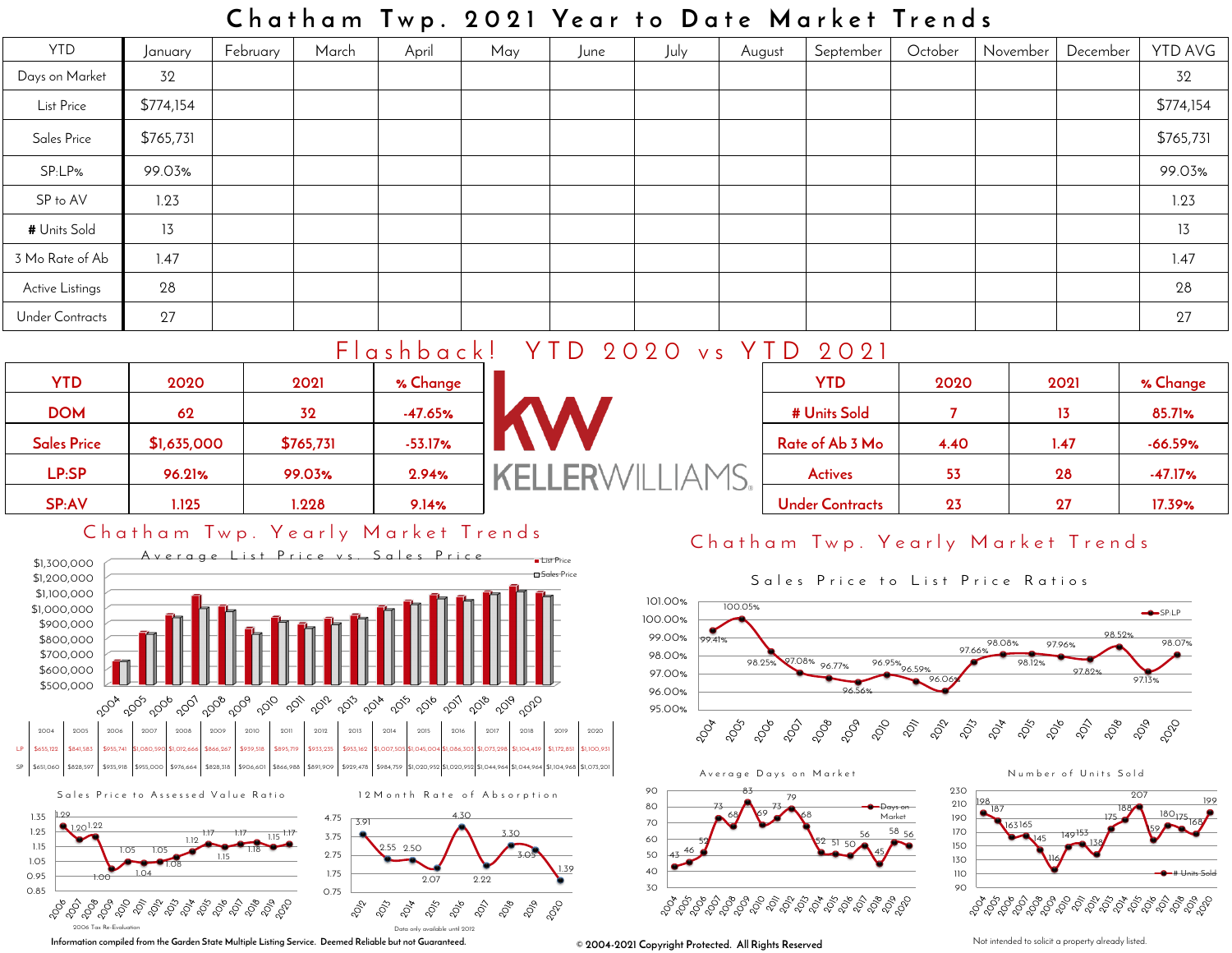# Chatham Twp. 2021 Year to Date Market Trends

| YTD | January | February | March | April | May | June | July | August | September | October | November | December | YTD AVG |
|---|---|---|---|---|---|---|---|---|---|---|---|---|---|
| Days on Market | 32 | | | | | | | | | | | | 32 |
| List Price | $774,154 | | | | | | | | | | | | $774,154 |
| Sales Price | $765,731 | | | | | | | | | | | | $765,731 |
| SP:LP% | 99.03% | | | | | | | | | | | | 99.03% |
| SP to AV | 1.23 | | | | | | | | | | | | 1.23 |
| # Units Sold | 13 | | | | | | | | | | | | 13 |
| 3 Mo Rate of Ab | 1.47 | | | | | | | | | | | | 1.47 |
| Active Listings | 28 | | | | | | | | | | | | 28 |
| Under Contracts | 27 | | | | | | | | | | | | 27 |

## Flashback! YTD 2020 vs YTD 2021

| YTD | 2020 | 2021 | % Change |
|---|---|---|---|
| DOM | 62 | 32 | -47.65% |
| Sales Price | $1,635,000 | $765,731 | -53.17% |
| LP:SP | 96.21% | 99.03% | 2.94% |
| SP:AV | 1.125 | 1.228 | 9.14% |

KELLERWILLIAMS

| YTD | 2020 | 2021 | % Change |
|---|---|---|---|
| # Units Sold | 7 | 13 | 85.71% |
| Rate of Ab 3 Mo | 4.40 | 1.47 | -66.59% |
| Actives | 53 | 28 | -47.17% |
| Under Contracts | 23 | 27 | 17.39% |

## Chatham Twp. Yearly Market Trends

Average List Price vs. Sales Price

List Price
Sales Price

$1,300,000 $1,200,000 $1,100,000 $1,000,000 $900,000 $800,000 $700,000 $600,000 $500,000

2004 2005 2006 2007 2008 2009 2010 2011 2012 2013 2014 2015 2016 2017 2018 2019 2020

| | 2004 | 2005 | 2006 | 2007 | 2008 | 2009 | 2010 | 2011 | 2012 | 2013 | 2014 | 2015 | 2016 | 2017 | 2018 | 2019 | 2020 |
|---|---|---|---|---|---|---|---|---|---|---|---|---|---|---|---|---|---|
| LP | $655,122 | $841,583 | $955,741 | $1,080,590 | $1,012,666 | $866,267 | $939,518 | $895,719 | $933,235 | $953,162 | $1,007,505 | $1,045,004 | $1,086,303 | $1,073,298 | $1,104,439 | $1,172,851 | $1,100,931 |
| SP | $651,060 | $828,597 | $935,918 | $955,000 | $976,664 | $828,318 | $906,601 | $866,988 | $891,909 | $929,478 | $984,759 | $1,020,952 | $1,020,952 | $1,044,964 | $1,044,964 | $1,104,968 | $1,073,201 |

## Chatham Twp. Yearly Market Trends

Sales Price to List Price Ratios

SP:LP

101.00% 100.00% 99.00% 98.00% 97.00% 96.00% 95.00%

99.41% 100.05% 98.25% 97.08% 96.77% 96.56% 96.95% 96.59% 96.06% 97.66% 98.08% 98.12% 97.96% 97.82% 98.52% 97.13% 98.07%

2004 2005 2006 2007 2008 2009 2010 2011 2012 2013 2014 2015 2016 2017 2018 2019 2020

Sales Price to Assessed Value Ratio

1.35 1.25 1.15 1.05 0.95 0.85

1.29 1.20 1.22 1.00 1.05 1.04 1.05 1.08 1.12 1.17 1.15 1.17 1.18 1.15 1.17

2006 2007 2008 2009 2010 2011 2012 2013 2014 2015 2016 2017 2018 2019 2020

2006 Tax Re-Evaluation

12 Month Rate of Absorption

4.75 3.75 2.75 1.75 0.75

3.91 2.55 2.50 2.07 4.30 2.22 3.30 3.05 1.39

2012 2013 2014 2015 2016 2017 2018 2019 2020

Data only available until 2012

Average Days on Market

Days on Market

90 80 70 60 50 40 30

43 46 52 73 68 83 69 73 79 68 52 51 50 56 45 58 56

2004 2005 2006 2007 2008 2009 2010 2011 2012 2013 2014 2015 2016 2017 2018 2019 2020

Number of Units Sold

# Units Sold

230 210 190 170 150 130 110 90

198 187 163 165 145 116 149 153 138 175 188 207 159 180 175 168 199

2004 2005 2006 2007 2008 2009 2010 2011 2012 2013 2014 2015 2016 2017 2018 2019 2020

Information compiled from the Garden State Multiple Listing Service. Deemed Reliable but not Guaranteed.

© 2004-2021 Copyright Protected. All Rights Reserved

Not intended to solicit a property already listed.